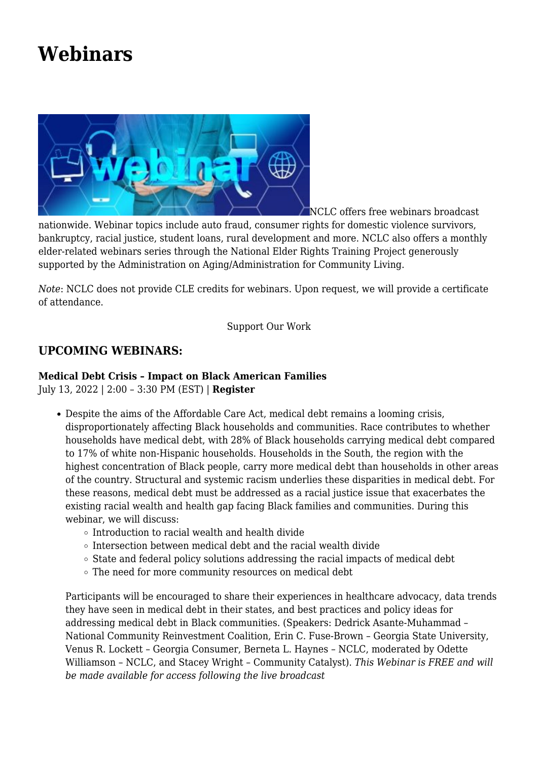# Webinars

NCLC offers free webinars broadcast nationwide. Webinar topics include auto fraud, consumer rights for domestic violence survivors, bankruptcy, racial justice, student loans, rural development and more. NCLC also offers a monthly elder-related webinars series through the National Elder Rights Training Project generously supported by the Administration on Aging/Administration for Community Living.

*Note*: NCLC does not provide CLE credits for webinars. Upon request, we will provide a certificate of attendance.

Support Our Work

## UPCOMING WEBINARS:

**Medical Debt Crisis – Impact on Black American Families**
July 13, 2022 | 2:00 – 3:30 PM (EST) | **Register**

- Despite the aims of the Affordable Care Act, medical debt remains a looming crisis, disproportionately affecting Black households and communities. Race contributes to whether households have medical debt, with 28% of Black households carrying medical debt compared to 17% of white non-Hispanic households. Households in the South, the region with the highest concentration of Black people, carry more medical debt than households in other areas of the country. Structural and systemic racism underlies these disparities in medical debt. For these reasons, medical debt must be addressed as a racial justice issue that exacerbates the existing racial wealth and health gap facing Black families and communities. During this webinar, we will discuss:
  - Introduction to racial wealth and health divide
  - Intersection between medical debt and the racial wealth divide
  - State and federal policy solutions addressing the racial impacts of medical debt
  - The need for more community resources on medical debt

  Participants will be encouraged to share their experiences in healthcare advocacy, data trends they have seen in medical debt in their states, and best practices and policy ideas for addressing medical debt in Black communities. (Speakers: Dedrick Asante-Muhammad – National Community Reinvestment Coalition, Erin C. Fuse-Brown – Georgia State University, Venus R. Lockett – Georgia Consumer, Berneta L. Haynes – NCLC, moderated by Odette Williamson – NCLC, and Stacey Wright – Community Catalyst). *This Webinar is FREE and will be made available for access following the live broadcast*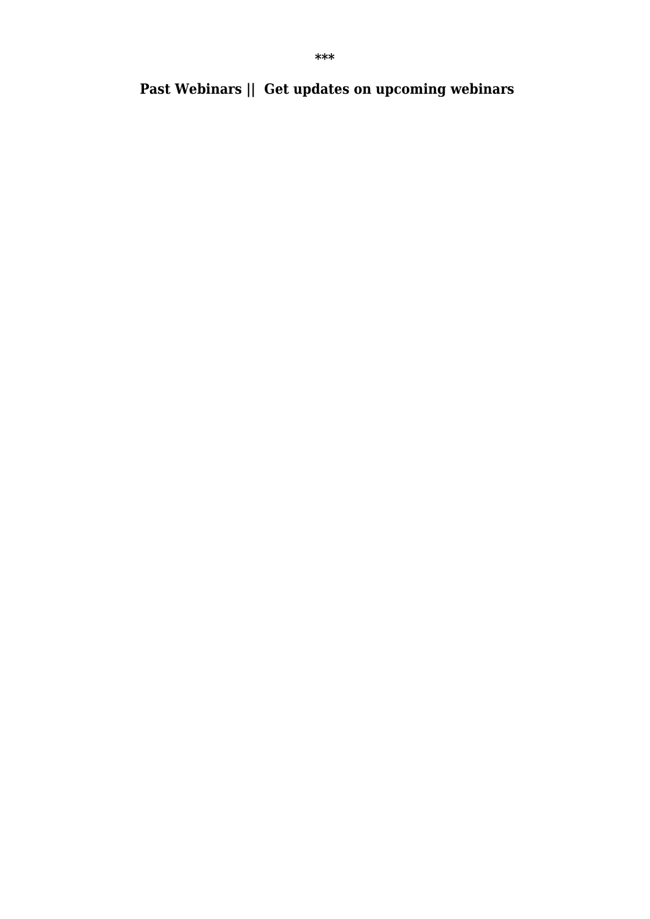***

**Past Webinars ||  Get updates on upcoming webinars**